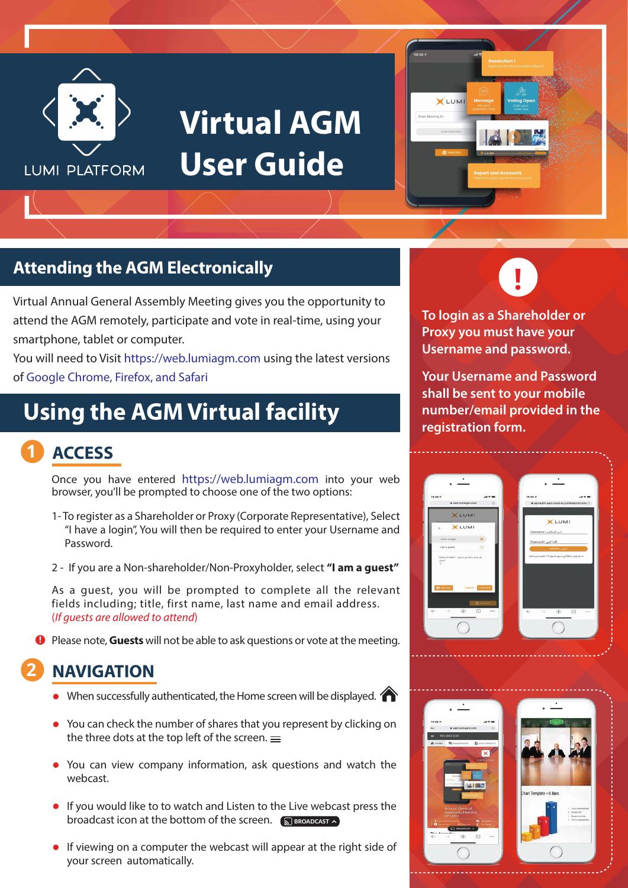LUMI PLATFORM

# Virtual AGM User Guide

## Attending the AGM Electronically

Virtual Annual General Assembly Meeting gives you the opportunity to attend the AGM remotely, participate and vote in real-time, using your smartphone, tablet or computer.

You will need to Visit https://web.lumiagm.com using the latest versions of Google Chrome, Firefox, and Safari

## Using the AGM Virtual facility

### 1 ACCESS

Once you have entered https://web.lumiagm.com into your web browser, you'll be prompted to choose one of the two options:

1 - To register as a Shareholder or Proxy (Corporate Representative), Select "I have a login", You will then be required to enter your Username and Password.

2 - If you are a Non-shareholder/Non-Proxyholder, select **"I am a guest"**

As a guest, you will be prompted to complete all the relevant fields including; title, first name, last name and email address. (*If guests are allowed to attend*)

Please note, **Guests** will not be able to ask questions or vote at the meeting.

### 2 NAVIGATION

- When successfully authenticated, the Home screen will be displayed.
- You can check the number of shares that you represent by clicking on the three dots at the top left of the screen.
- You can view company information, ask questions and watch the webcast.
- If you would like to to watch and Listen to the Live webcast press the broadcast icon at the bottom of the screen. BROADCAST
- If viewing on a computer the webcast will appear at the right side of your screen automatically.

**To login as a Shareholder or Proxy you must have your Username and password.**

**Your Username and Password shall be sent to your mobile number/email provided in the registration form.**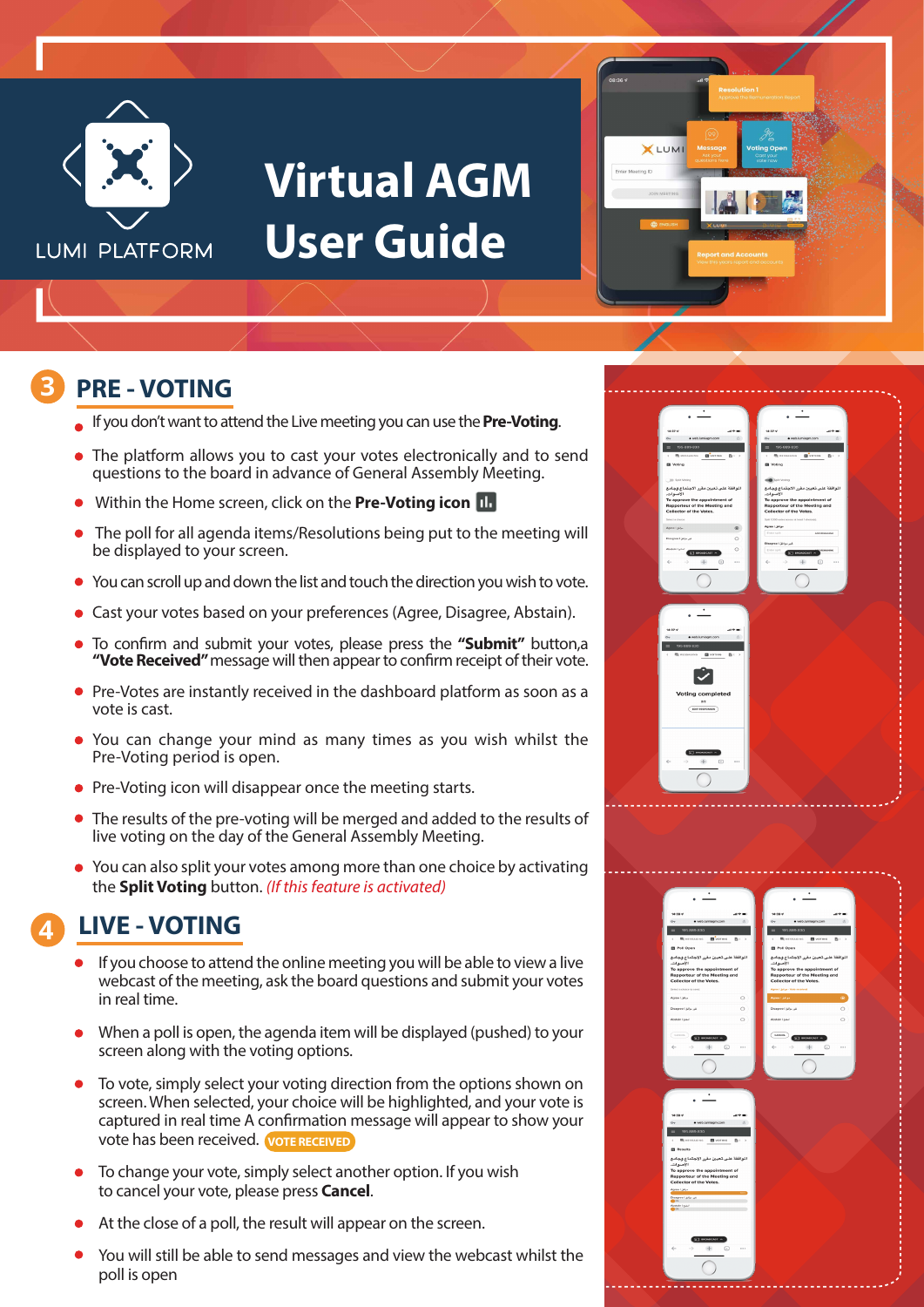# Virtual AGM User Guide

LUMI PLATFORM

## 3 PRE - VOTING

- If you don't want to attend the Live meeting you can use the **Pre-Voting**.
- The platform allows you to cast your votes electronically and to send questions to the board in advance of General Assembly Meeting.
- Within the Home screen, click on the **Pre-Voting icon**
- The poll for all agenda items/Resolutions being put to the meeting will be displayed to your screen.
- You can scroll up and down the list and touch the direction you wish to vote.
- Cast your votes based on your preferences (Agree, Disagree, Abstain).
- To confirm and submit your votes, please press the **"Submit"** button,a **"Vote Received"** message will then appear to confirm receipt of their vote.
- Pre-Votes are instantly received in the dashboard platform as soon as a vote is cast.
- You can change your mind as many times as you wish whilst the Pre-Voting period is open.
- Pre-Voting icon will disappear once the meeting starts.
- The results of the pre-voting will be merged and added to the results of live voting on the day of the General Assembly Meeting.
- You can also split your votes among more than one choice by activating the **Split Voting** button. *(If this feature is activated)*

## 4 LIVE - VOTING

- If you choose to attend the online meeting you will be able to view a live webcast of the meeting, ask the board questions and submit your votes in real time.
- When a poll is open, the agenda item will be displayed (pushed) to your screen along with the voting options.
- To vote, simply select your voting direction from the options shown on screen. When selected, your choice will be highlighted, and your vote is captured in real time A confirmation message will appear to show your vote has been received. VOTE RECEIVED
- To change your vote, simply select another option. If you wish to cancel your vote, please press **Cancel**.
- At the close of a poll, the result will appear on the screen.
- You will still be able to send messages and view the webcast whilst the poll is open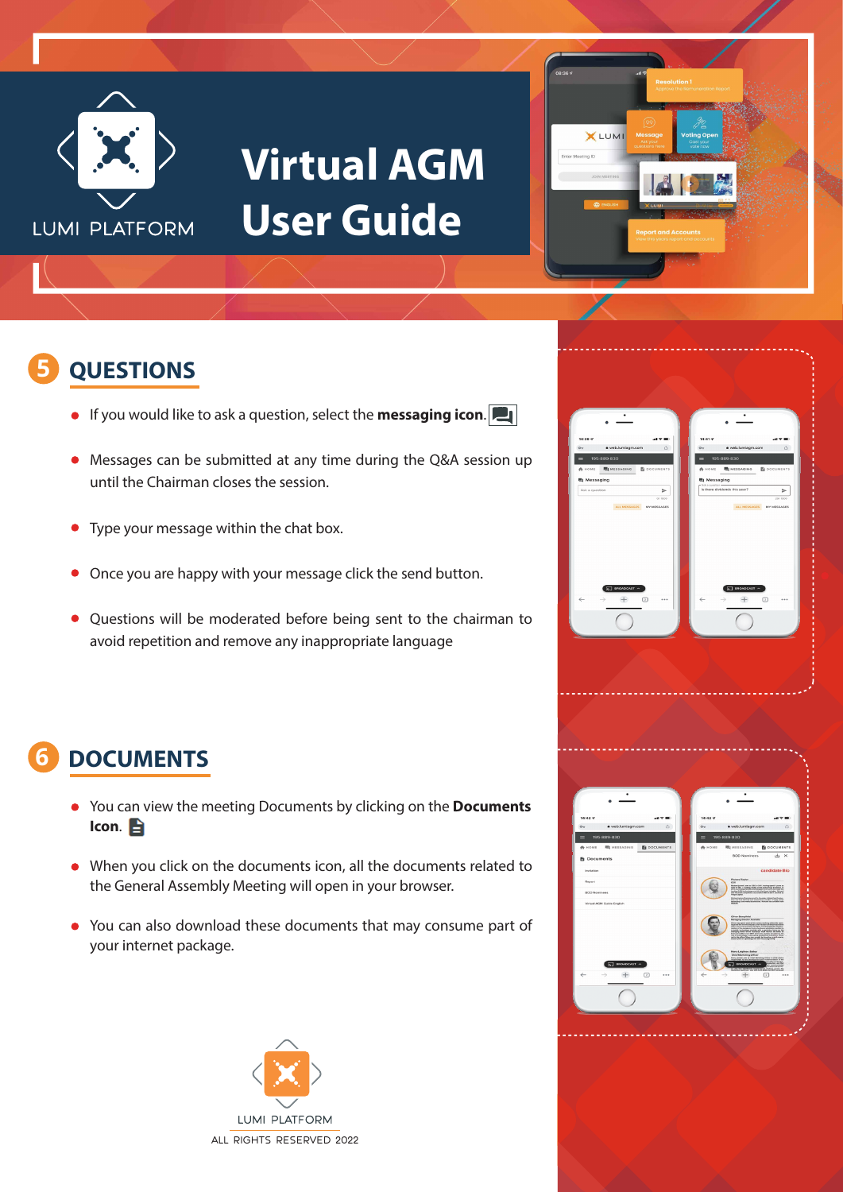# Virtual AGM User Guide

LUMI PLATFORM

## 5 QUESTIONS

- If you would like to ask a question, select the **messaging icon**.
- Messages can be submitted at any time during the Q&A session up until the Chairman closes the session.
- Type your message within the chat box.
- Once you are happy with your message click the send button.
- Questions will be moderated before being sent to the chairman to avoid repetition and remove any inappropriate language

## 6 DOCUMENTS

- You can view the meeting Documents by clicking on the **Documents Icon**.
- When you click on the documents icon, all the documents related to the General Assembly Meeting will open in your browser.
- You can also download these documents that may consume part of your internet package.

LUMI PLATFORM

ALL RIGHTS RESERVED 2022